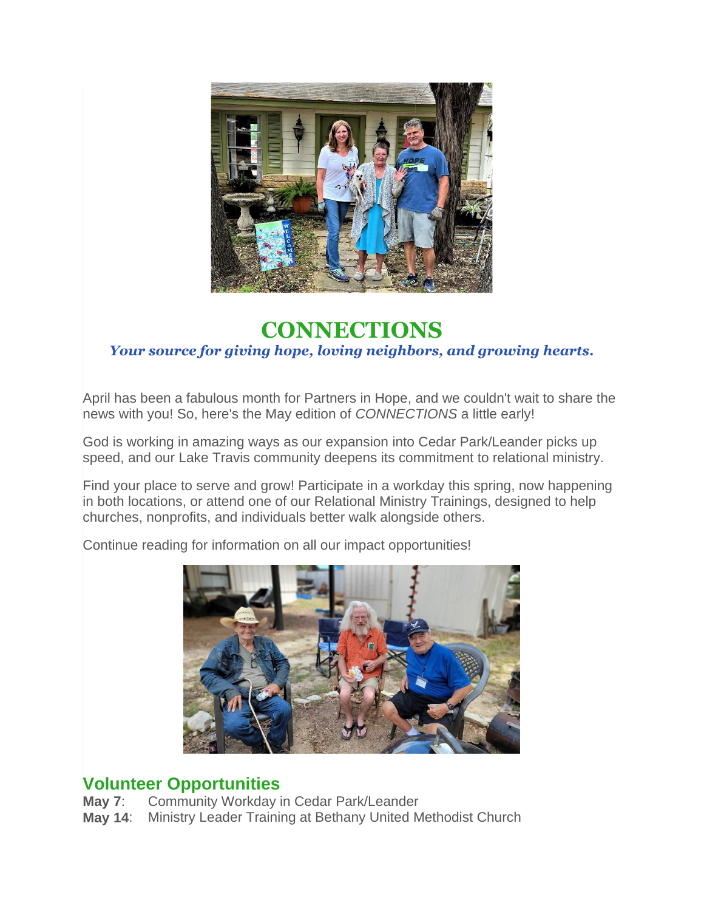# CONNECTIONS

***Your source for giving hope, loving neighbors, and growing hearts.***

April has been a fabulous month for Partners in Hope, and we couldn't wait to share the news with you! So, here's the May edition of *CONNECTIONS* a little early!

God is working in amazing ways as our expansion into Cedar Park/Leander picks up speed, and our Lake Travis community deepens its commitment to relational ministry.

Find your place to serve and grow! Participate in a workday this spring, now happening in both locations, or attend one of our Relational Ministry Trainings, designed to help churches, nonprofits, and individuals better walk alongside others.

Continue reading for information on all our impact opportunities!

## Volunteer Opportunities

**May 7**: Community Workday in Cedar Park/Leander
**May 14**: Ministry Leader Training at Bethany United Methodist Church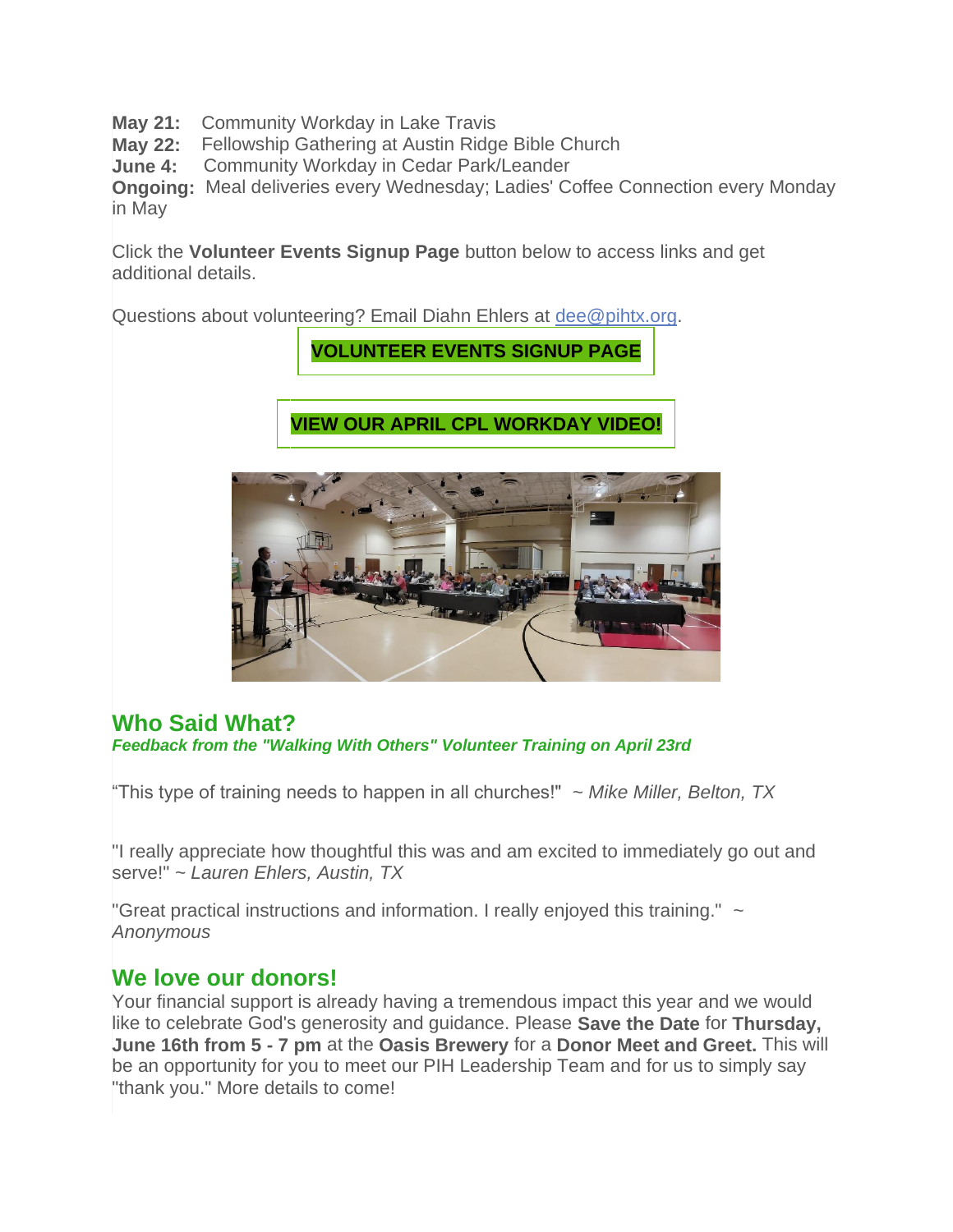**May 21:** Community Workday in Lake Travis
**May 22:** Fellowship Gathering at Austin Ridge Bible Church
**June 4:** Community Workday in Cedar Park/Leander
**Ongoing:** Meal deliveries every Wednesday; Ladies' Coffee Connection every Monday in May

Click the **Volunteer Events Signup Page** button below to access links and get additional details.

Questions about volunteering? Email Diahn Ehlers at dee@pihtx.org.

**VOLUNTEER EVENTS SIGNUP PAGE**

**VIEW OUR APRIL CPL WORKDAY VIDEO!**

## Who Said What?

***Feedback from the "Walking With Others" Volunteer Training on April 23rd***

"This type of training needs to happen in all churches!" ~ *Mike Miller, Belton, TX*

"I really appreciate how thoughtful this was and am excited to immediately go out and serve!" ~ *Lauren Ehlers, Austin, TX*

"Great practical instructions and information. I really enjoyed this training." ~ *Anonymous*

## We love our donors!

Your financial support is already having a tremendous impact this year and we would like to celebrate God's generosity and guidance. Please **Save the Date** for **Thursday, June 16th from 5 - 7 pm** at the **Oasis Brewery** for a **Donor Meet and Greet.** This will be an opportunity for you to meet our PIH Leadership Team and for us to simply say "thank you." More details to come!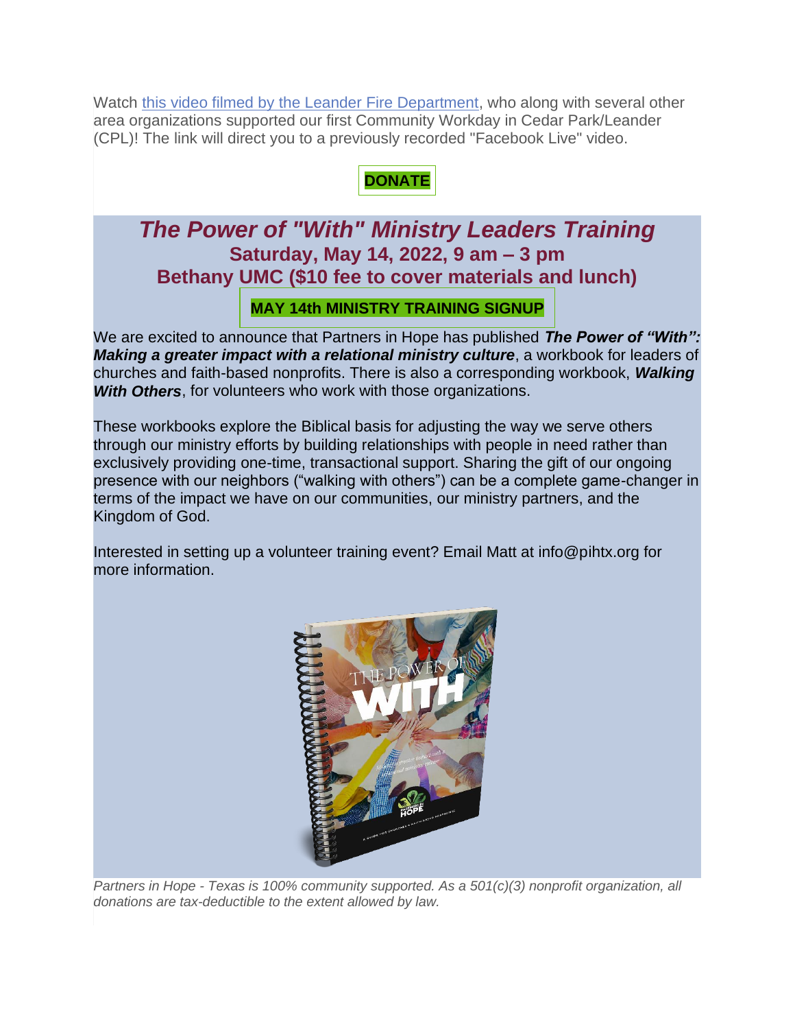Watch [this video filmed by the Leander Fire Department](), who along with several other area organizations supported our first Community Workday in Cedar Park/Leander (CPL)! The link will direct you to a previously recorded "Facebook Live" video.

**DONATE**

## *The Power of "With" Ministry Leaders Training*

### Saturday, May 14, 2022, 9 am – 3 pm
### Bethany UMC ($10 fee to cover materials and lunch)

**MAY 14th MINISTRY TRAINING SIGNUP**

We are excited to announce that Partners in Hope has published ***The Power of "With": Making a greater impact with a relational ministry culture***, a workbook for leaders of churches and faith-based nonprofits. There is also a corresponding workbook, ***Walking With Others***, for volunteers who work with those organizations.

These workbooks explore the Biblical basis for adjusting the way we serve others through our ministry efforts by building relationships with people in need rather than exclusively providing one-time, transactional support. Sharing the gift of our ongoing presence with our neighbors ("walking with others") can be a complete game-changer in terms of the impact we have on our communities, our ministry partners, and the Kingdom of God.

Interested in setting up a volunteer training event? Email Matt at info@pihtx.org for more information.

*Partners in Hope - Texas is 100% community supported. As a 501(c)(3) nonprofit organization, all donations are tax-deductible to the extent allowed by law.*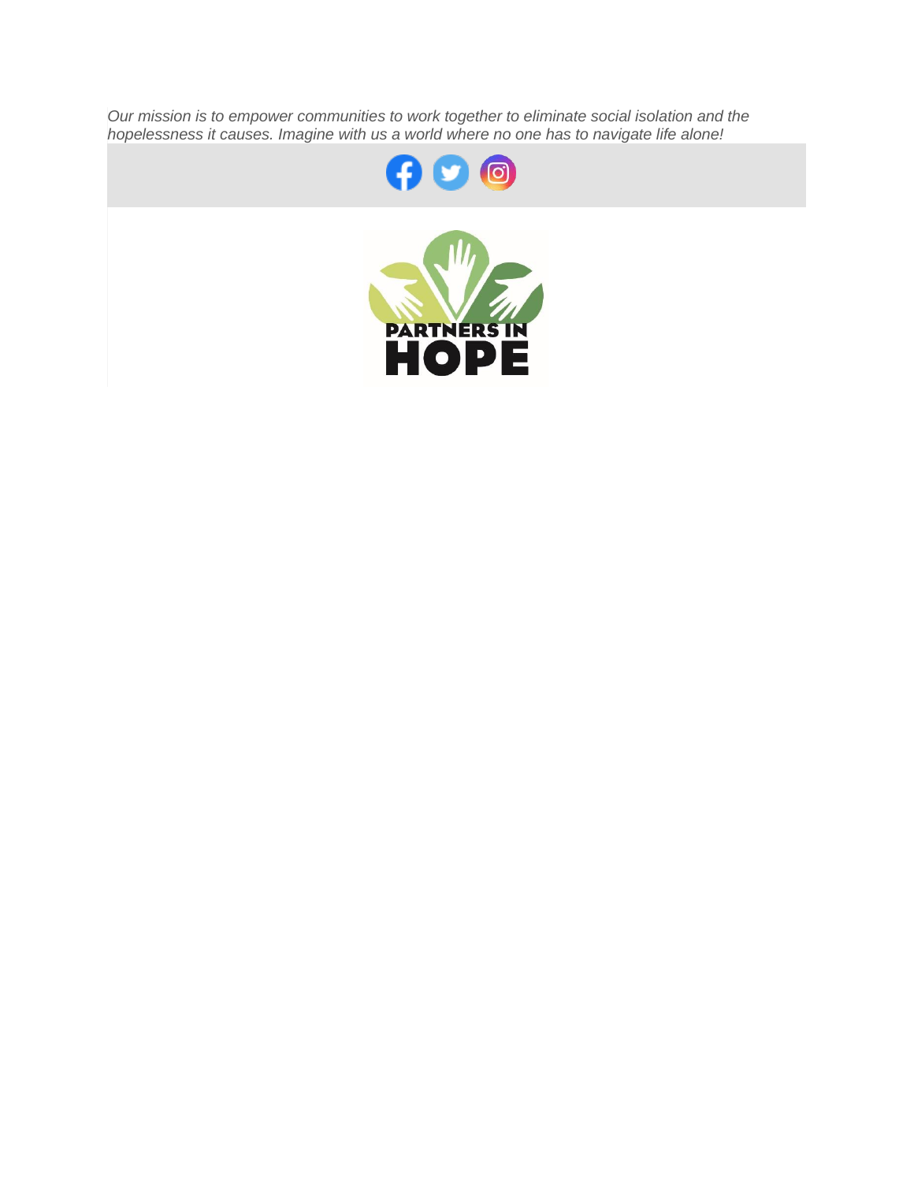*Our mission is to empower communities to work together to eliminate social isolation and the hopelessness it causes. Imagine with us a world where no one has to navigate life alone!*

PARTNERS IN HOPE